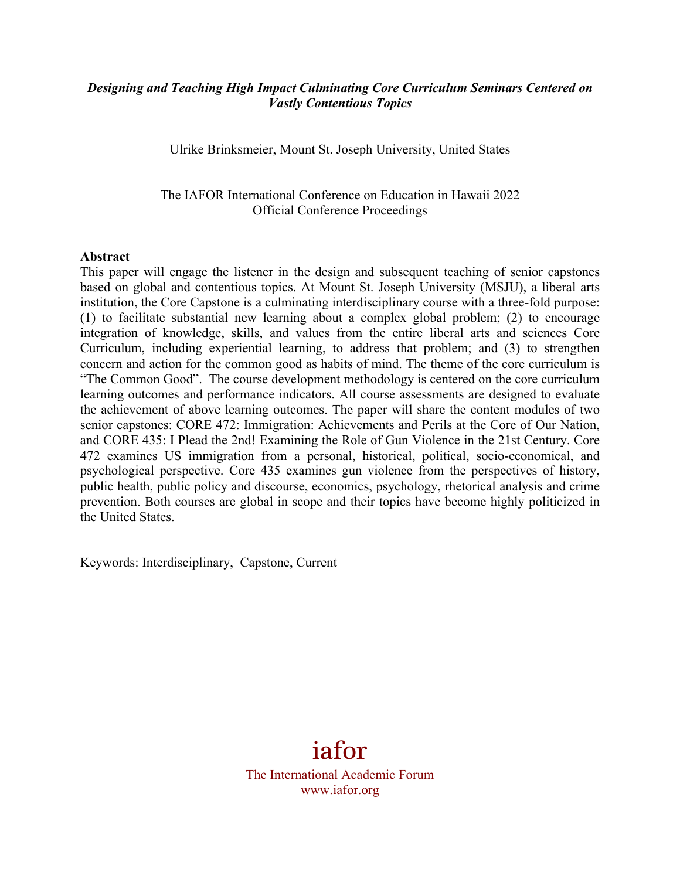***Designing and Teaching High Impact Culminating Core Curriculum Seminars Centered on Vastly Contentious Topics***

Ulrike Brinksmeier, Mount St. Joseph University, United States

The IAFOR International Conference on Education in Hawaii 2022
Official Conference Proceedings

**Abstract**

This paper will engage the listener in the design and subsequent teaching of senior capstones based on global and contentious topics. At Mount St. Joseph University (MSJU), a liberal arts institution, the Core Capstone is a culminating interdisciplinary course with a three-fold purpose: (1) to facilitate substantial new learning about a complex global problem; (2) to encourage integration of knowledge, skills, and values from the entire liberal arts and sciences Core Curriculum, including experiential learning, to address that problem; and (3) to strengthen concern and action for the common good as habits of mind. The theme of the core curriculum is "The Common Good". The course development methodology is centered on the core curriculum learning outcomes and performance indicators. All course assessments are designed to evaluate the achievement of above learning outcomes. The paper will share the content modules of two senior capstones: CORE 472: Immigration: Achievements and Perils at the Core of Our Nation, and CORE 435: I Plead the 2nd! Examining the Role of Gun Violence in the 21st Century. Core 472 examines US immigration from a personal, historical, political, socio-economical, and psychological perspective. Core 435 examines gun violence from the perspectives of history, public health, public policy and discourse, economics, psychology, rhetorical analysis and crime prevention. Both courses are global in scope and their topics have become highly politicized in the United States.

Keywords: Interdisciplinary, Capstone, Current

iafor
The International Academic Forum
www.iafor.org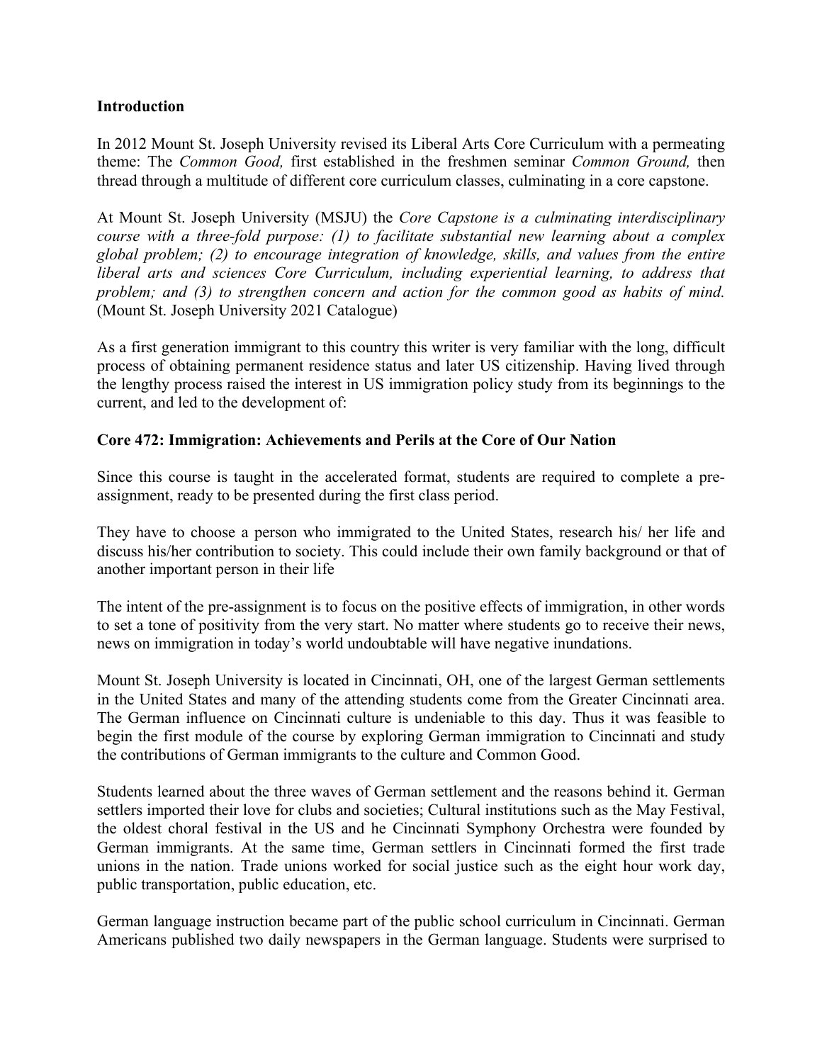**Introduction**

In 2012 Mount St. Joseph University revised its Liberal Arts Core Curriculum with a permeating theme: The *Common Good,* first established in the freshmen seminar *Common Ground,* then thread through a multitude of different core curriculum classes, culminating in a core capstone.

At Mount St. Joseph University (MSJU) the *Core Capstone is a culminating interdisciplinary course with a three-fold purpose: (1) to facilitate substantial new learning about a complex global problem; (2) to encourage integration of knowledge, skills, and values from the entire liberal arts and sciences Core Curriculum, including experiential learning, to address that problem; and (3) to strengthen concern and action for the common good as habits of mind.* (Mount St. Joseph University 2021 Catalogue)

As a first generation immigrant to this country this writer is very familiar with the long, difficult process of obtaining permanent residence status and later US citizenship. Having lived through the lengthy process raised the interest in US immigration policy study from its beginnings to the current, and led to the development of:

**Core 472: Immigration: Achievements and Perils at the Core of Our Nation**

Since this course is taught in the accelerated format, students are required to complete a pre-assignment, ready to be presented during the first class period.

They have to choose a person who immigrated to the United States, research his/ her life and discuss his/her contribution to society. This could include their own family background or that of another important person in their life

The intent of the pre-assignment is to focus on the positive effects of immigration, in other words to set a tone of positivity from the very start. No matter where students go to receive their news, news on immigration in today's world undoubtable will have negative inundations.

Mount St. Joseph University is located in Cincinnati, OH, one of the largest German settlements in the United States and many of the attending students come from the Greater Cincinnati area. The German influence on Cincinnati culture is undeniable to this day. Thus it was feasible to begin the first module of the course by exploring German immigration to Cincinnati and study the contributions of German immigrants to the culture and Common Good.

Students learned about the three waves of German settlement and the reasons behind it. German settlers imported their love for clubs and societies; Cultural institutions such as the May Festival, the oldest choral festival in the US and he Cincinnati Symphony Orchestra were founded by German immigrants. At the same time, German settlers in Cincinnati formed the first trade unions in the nation. Trade unions worked for social justice such as the eight hour work day, public transportation, public education, etc.

German language instruction became part of the public school curriculum in Cincinnati. German Americans published two daily newspapers in the German language. Students were surprised to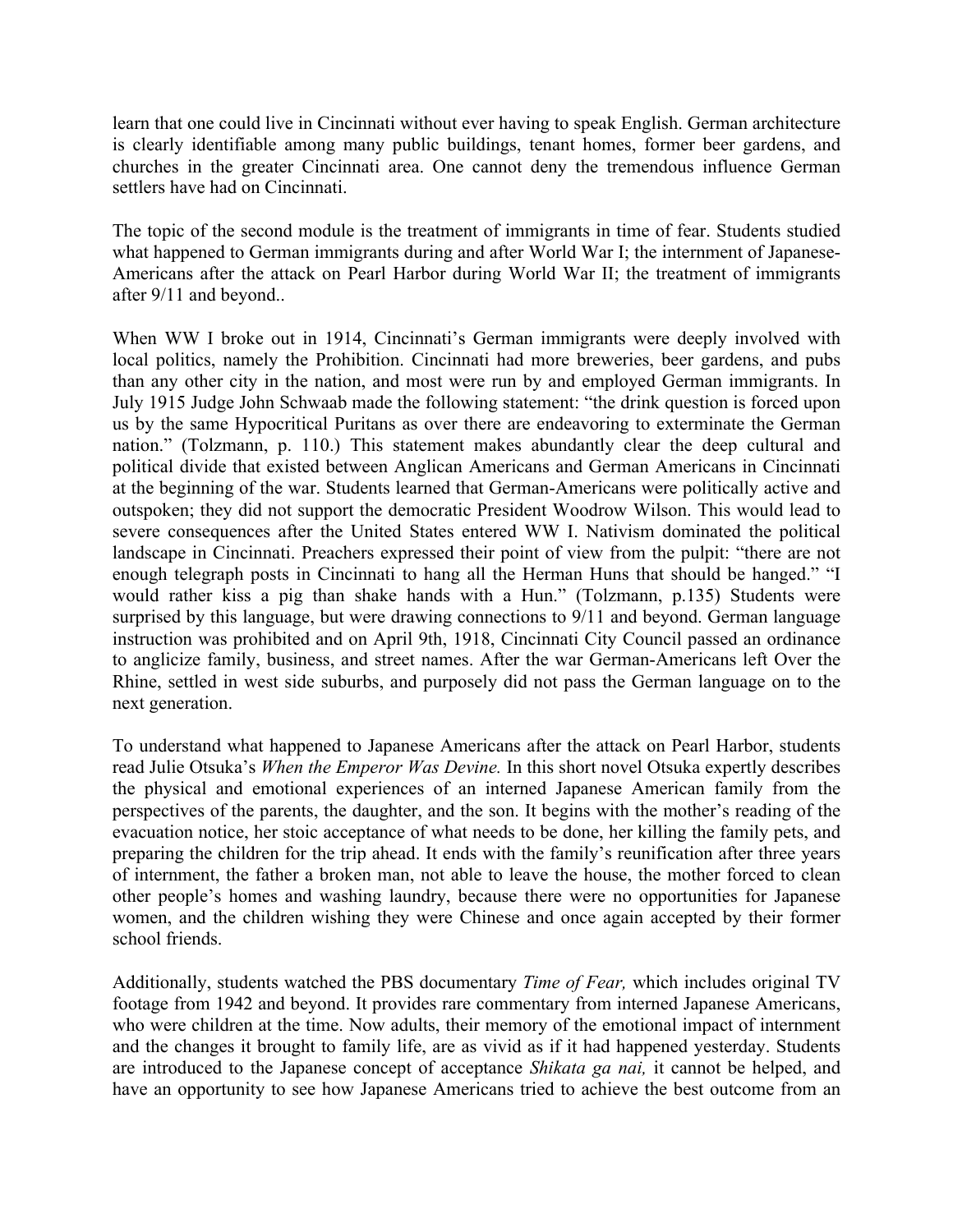learn that one could live in Cincinnati without ever having to speak English. German architecture is clearly identifiable among many public buildings, tenant homes, former beer gardens, and churches in the greater Cincinnati area. One cannot deny the tremendous influence German settlers have had on Cincinnati.

The topic of the second module is the treatment of immigrants in time of fear. Students studied what happened to German immigrants during and after World War I; the internment of Japanese-Americans after the attack on Pearl Harbor during World War II; the treatment of immigrants after 9/11 and beyond..

When WW I broke out in 1914, Cincinnati's German immigrants were deeply involved with local politics, namely the Prohibition. Cincinnati had more breweries, beer gardens, and pubs than any other city in the nation, and most were run by and employed German immigrants. In July 1915 Judge John Schwaab made the following statement: "the drink question is forced upon us by the same Hypocritical Puritans as over there are endeavoring to exterminate the German nation." (Tolzmann, p. 110.) This statement makes abundantly clear the deep cultural and political divide that existed between Anglican Americans and German Americans in Cincinnati at the beginning of the war. Students learned that German-Americans were politically active and outspoken; they did not support the democratic President Woodrow Wilson. This would lead to severe consequences after the United States entered WW I. Nativism dominated the political landscape in Cincinnati. Preachers expressed their point of view from the pulpit: "there are not enough telegraph posts in Cincinnati to hang all the Herman Huns that should be hanged." "I would rather kiss a pig than shake hands with a Hun." (Tolzmann, p.135) Students were surprised by this language, but were drawing connections to 9/11 and beyond. German language instruction was prohibited and on April 9th, 1918, Cincinnati City Council passed an ordinance to anglicize family, business, and street names. After the war German-Americans left Over the Rhine, settled in west side suburbs, and purposely did not pass the German language on to the next generation.

To understand what happened to Japanese Americans after the attack on Pearl Harbor, students read Julie Otsuka's *When the Emperor Was Devine.* In this short novel Otsuka expertly describes the physical and emotional experiences of an interned Japanese American family from the perspectives of the parents, the daughter, and the son. It begins with the mother's reading of the evacuation notice, her stoic acceptance of what needs to be done, her killing the family pets, and preparing the children for the trip ahead. It ends with the family's reunification after three years of internment, the father a broken man, not able to leave the house, the mother forced to clean other people's homes and washing laundry, because there were no opportunities for Japanese women, and the children wishing they were Chinese and once again accepted by their former school friends.

Additionally, students watched the PBS documentary *Time of Fear,* which includes original TV footage from 1942 and beyond. It provides rare commentary from interned Japanese Americans, who were children at the time. Now adults, their memory of the emotional impact of internment and the changes it brought to family life, are as vivid as if it had happened yesterday. Students are introduced to the Japanese concept of acceptance *Shikata ga nai,* it cannot be helped, and have an opportunity to see how Japanese Americans tried to achieve the best outcome from an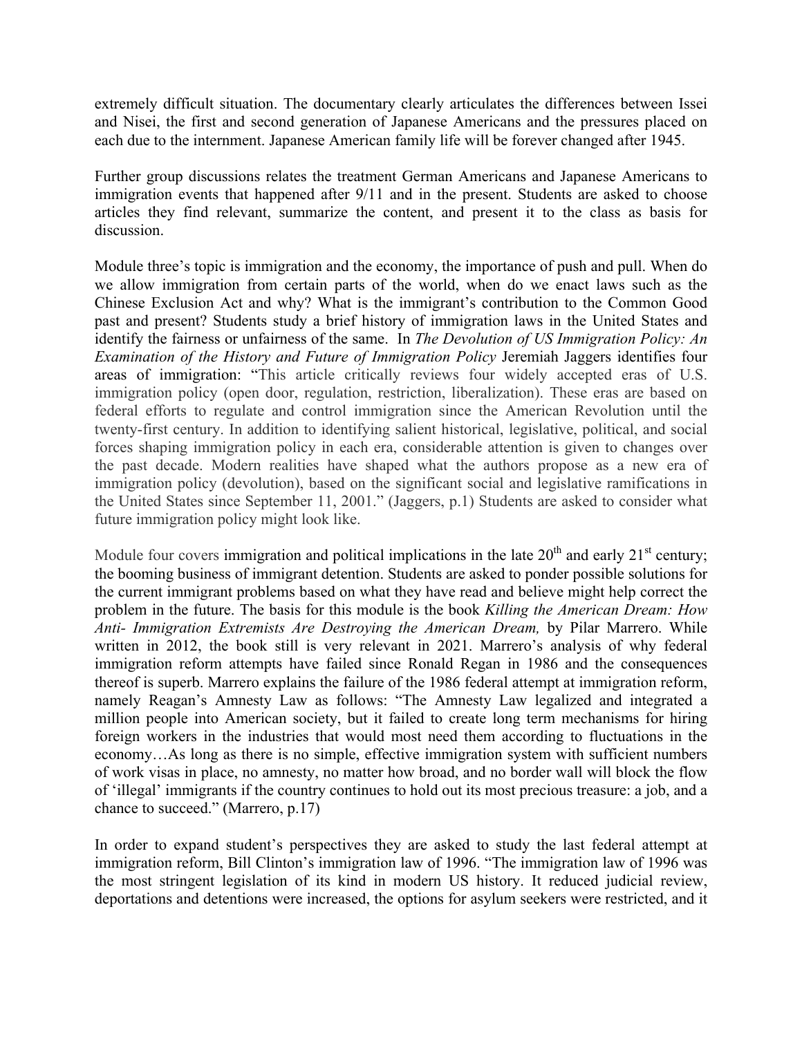extremely difficult situation. The documentary clearly articulates the differences between Issei and Nisei, the first and second generation of Japanese Americans and the pressures placed on each due to the internment. Japanese American family life will be forever changed after 1945.

Further group discussions relates the treatment German Americans and Japanese Americans to immigration events that happened after 9/11 and in the present. Students are asked to choose articles they find relevant, summarize the content, and present it to the class as basis for discussion.

Module three's topic is immigration and the economy, the importance of push and pull. When do we allow immigration from certain parts of the world, when do we enact laws such as the Chinese Exclusion Act and why? What is the immigrant's contribution to the Common Good past and present? Students study a brief history of immigration laws in the United States and identify the fairness or unfairness of the same. In *The Devolution of US Immigration Policy: An Examination of the History and Future of Immigration Policy* Jeremiah Jaggers identifies four areas of immigration: "This article critically reviews four widely accepted eras of U.S. immigration policy (open door, regulation, restriction, liberalization). These eras are based on federal efforts to regulate and control immigration since the American Revolution until the twenty-first century. In addition to identifying salient historical, legislative, political, and social forces shaping immigration policy in each era, considerable attention is given to changes over the past decade. Modern realities have shaped what the authors propose as a new era of immigration policy (devolution), based on the significant social and legislative ramifications in the United States since September 11, 2001." (Jaggers, p.1) Students are asked to consider what future immigration policy might look like.

Module four covers immigration and political implications in the late 20th and early 21st century; the booming business of immigrant detention. Students are asked to ponder possible solutions for the current immigrant problems based on what they have read and believe might help correct the problem in the future. The basis for this module is the book *Killing the American Dream: How Anti- Immigration Extremists Are Destroying the American Dream,* by Pilar Marrero. While written in 2012, the book still is very relevant in 2021. Marrero's analysis of why federal immigration reform attempts have failed since Ronald Regan in 1986 and the consequences thereof is superb. Marrero explains the failure of the 1986 federal attempt at immigration reform, namely Reagan's Amnesty Law as follows: "The Amnesty Law legalized and integrated a million people into American society, but it failed to create long term mechanisms for hiring foreign workers in the industries that would most need them according to fluctuations in the economy…As long as there is no simple, effective immigration system with sufficient numbers of work visas in place, no amnesty, no matter how broad, and no border wall will block the flow of 'illegal' immigrants if the country continues to hold out its most precious treasure: a job, and a chance to succeed." (Marrero, p.17)

In order to expand student's perspectives they are asked to study the last federal attempt at immigration reform, Bill Clinton's immigration law of 1996. "The immigration law of 1996 was the most stringent legislation of its kind in modern US history. It reduced judicial review, deportations and detentions were increased, the options for asylum seekers were restricted, and it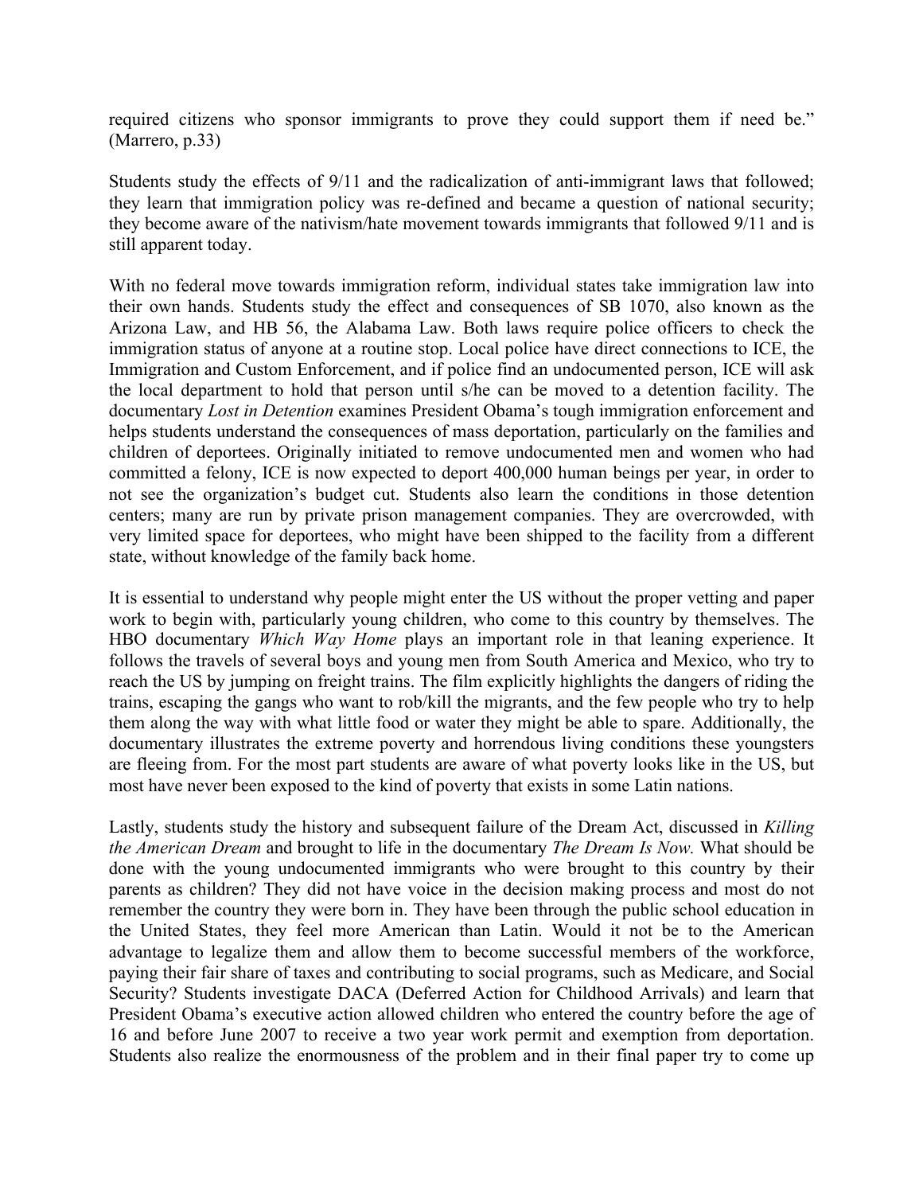required citizens who sponsor immigrants to prove they could support them if need be." (Marrero, p.33)

Students study the effects of 9/11 and the radicalization of anti-immigrant laws that followed; they learn that immigration policy was re-defined and became a question of national security; they become aware of the nativism/hate movement towards immigrants that followed 9/11 and is still apparent today.

With no federal move towards immigration reform, individual states take immigration law into their own hands. Students study the effect and consequences of SB 1070, also known as the Arizona Law, and HB 56, the Alabama Law. Both laws require police officers to check the immigration status of anyone at a routine stop. Local police have direct connections to ICE, the Immigration and Custom Enforcement, and if police find an undocumented person, ICE will ask the local department to hold that person until s/he can be moved to a detention facility. The documentary *Lost in Detention* examines President Obama's tough immigration enforcement and helps students understand the consequences of mass deportation, particularly on the families and children of deportees. Originally initiated to remove undocumented men and women who had committed a felony, ICE is now expected to deport 400,000 human beings per year, in order to not see the organization's budget cut. Students also learn the conditions in those detention centers; many are run by private prison management companies. They are overcrowded, with very limited space for deportees, who might have been shipped to the facility from a different state, without knowledge of the family back home.

It is essential to understand why people might enter the US without the proper vetting and paper work to begin with, particularly young children, who come to this country by themselves. The HBO documentary *Which Way Home* plays an important role in that leaning experience. It follows the travels of several boys and young men from South America and Mexico, who try to reach the US by jumping on freight trains. The film explicitly highlights the dangers of riding the trains, escaping the gangs who want to rob/kill the migrants, and the few people who try to help them along the way with what little food or water they might be able to spare. Additionally, the documentary illustrates the extreme poverty and horrendous living conditions these youngsters are fleeing from. For the most part students are aware of what poverty looks like in the US, but most have never been exposed to the kind of poverty that exists in some Latin nations.

Lastly, students study the history and subsequent failure of the Dream Act, discussed in *Killing the American Dream* and brought to life in the documentary *The Dream Is Now.* What should be done with the young undocumented immigrants who were brought to this country by their parents as children? They did not have voice in the decision making process and most do not remember the country they were born in. They have been through the public school education in the United States, they feel more American than Latin. Would it not be to the American advantage to legalize them and allow them to become successful members of the workforce, paying their fair share of taxes and contributing to social programs, such as Medicare, and Social Security? Students investigate DACA (Deferred Action for Childhood Arrivals) and learn that President Obama's executive action allowed children who entered the country before the age of 16 and before June 2007 to receive a two year work permit and exemption from deportation. Students also realize the enormousness of the problem and in their final paper try to come up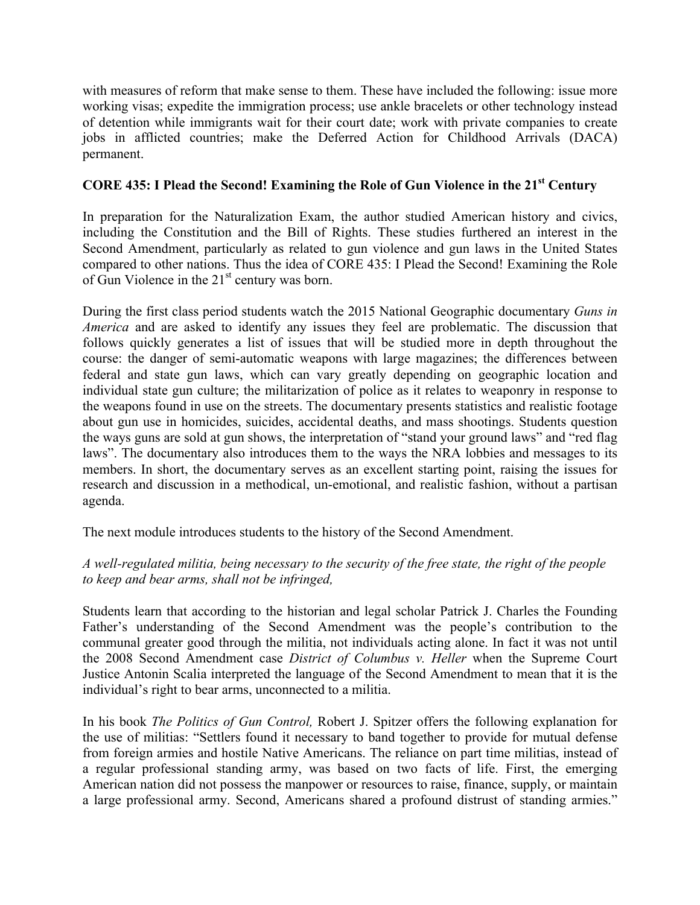with measures of reform that make sense to them. These have included the following: issue more working visas; expedite the immigration process; use ankle bracelets or other technology instead of detention while immigrants wait for their court date; work with private companies to create jobs in afflicted countries; make the Deferred Action for Childhood Arrivals (DACA) permanent.

### CORE 435: I Plead the Second! Examining the Role of Gun Violence in the 21st Century

In preparation for the Naturalization Exam, the author studied American history and civics, including the Constitution and the Bill of Rights. These studies furthered an interest in the Second Amendment, particularly as related to gun violence and gun laws in the United States compared to other nations. Thus the idea of CORE 435: I Plead the Second! Examining the Role of Gun Violence in the 21st century was born.

During the first class period students watch the 2015 National Geographic documentary *Guns in America* and are asked to identify any issues they feel are problematic. The discussion that follows quickly generates a list of issues that will be studied more in depth throughout the course: the danger of semi-automatic weapons with large magazines; the differences between federal and state gun laws, which can vary greatly depending on geographic location and individual state gun culture; the militarization of police as it relates to weaponry in response to the weapons found in use on the streets. The documentary presents statistics and realistic footage about gun use in homicides, suicides, accidental deaths, and mass shootings. Students question the ways guns are sold at gun shows, the interpretation of "stand your ground laws" and "red flag laws". The documentary also introduces them to the ways the NRA lobbies and messages to its members. In short, the documentary serves as an excellent starting point, raising the issues for research and discussion in a methodical, un-emotional, and realistic fashion, without a partisan agenda.

The next module introduces students to the history of the Second Amendment.

*A well-regulated militia, being necessary to the security of the free state, the right of the people to keep and bear arms, shall not be infringed,*

Students learn that according to the historian and legal scholar Patrick J. Charles the Founding Father's understanding of the Second Amendment was the people's contribution to the communal greater good through the militia, not individuals acting alone. In fact it was not until the 2008 Second Amendment case *District of Columbus v. Heller* when the Supreme Court Justice Antonin Scalia interpreted the language of the Second Amendment to mean that it is the individual's right to bear arms, unconnected to a militia.

In his book *The Politics of Gun Control,* Robert J. Spitzer offers the following explanation for the use of militias: "Settlers found it necessary to band together to provide for mutual defense from foreign armies and hostile Native Americans. The reliance on part time militias, instead of a regular professional standing army, was based on two facts of life. First, the emerging American nation did not possess the manpower or resources to raise, finance, supply, or maintain a large professional army. Second, Americans shared a profound distrust of standing armies."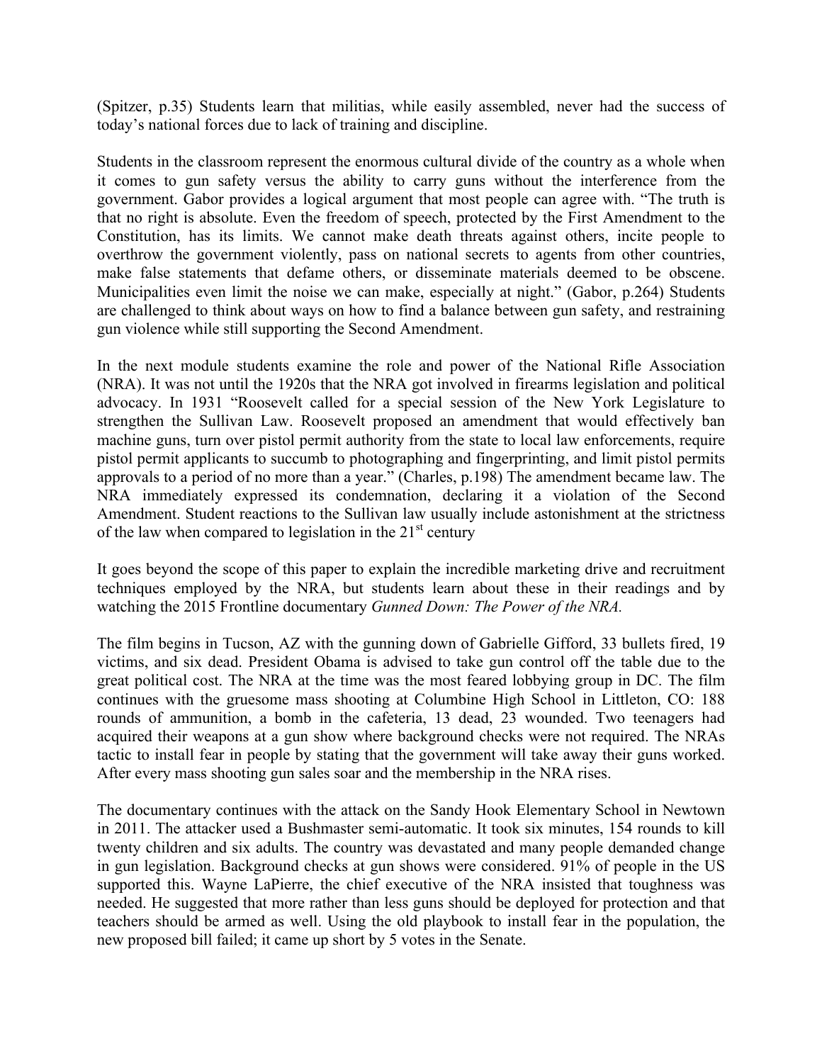(Spitzer, p.35) Students learn that militias, while easily assembled, never had the success of today's national forces due to lack of training and discipline.

Students in the classroom represent the enormous cultural divide of the country as a whole when it comes to gun safety versus the ability to carry guns without the interference from the government. Gabor provides a logical argument that most people can agree with. "The truth is that no right is absolute. Even the freedom of speech, protected by the First Amendment to the Constitution, has its limits. We cannot make death threats against others, incite people to overthrow the government violently, pass on national secrets to agents from other countries, make false statements that defame others, or disseminate materials deemed to be obscene. Municipalities even limit the noise we can make, especially at night." (Gabor, p.264) Students are challenged to think about ways on how to find a balance between gun safety, and restraining gun violence while still supporting the Second Amendment.

In the next module students examine the role and power of the National Rifle Association (NRA). It was not until the 1920s that the NRA got involved in firearms legislation and political advocacy. In 1931 "Roosevelt called for a special session of the New York Legislature to strengthen the Sullivan Law. Roosevelt proposed an amendment that would effectively ban machine guns, turn over pistol permit authority from the state to local law enforcements, require pistol permit applicants to succumb to photographing and fingerprinting, and limit pistol permits approvals to a period of no more than a year." (Charles, p.198) The amendment became law. The NRA immediately expressed its condemnation, declaring it a violation of the Second Amendment. Student reactions to the Sullivan law usually include astonishment at the strictness of the law when compared to legislation in the 21st century

It goes beyond the scope of this paper to explain the incredible marketing drive and recruitment techniques employed by the NRA, but students learn about these in their readings and by watching the 2015 Frontline documentary *Gunned Down: The Power of the NRA.*

The film begins in Tucson, AZ with the gunning down of Gabrielle Gifford, 33 bullets fired, 19 victims, and six dead. President Obama is advised to take gun control off the table due to the great political cost. The NRA at the time was the most feared lobbying group in DC. The film continues with the gruesome mass shooting at Columbine High School in Littleton, CO: 188 rounds of ammunition, a bomb in the cafeteria, 13 dead, 23 wounded. Two teenagers had acquired their weapons at a gun show where background checks were not required. The NRAs tactic to install fear in people by stating that the government will take away their guns worked. After every mass shooting gun sales soar and the membership in the NRA rises.

The documentary continues with the attack on the Sandy Hook Elementary School in Newtown in 2011. The attacker used a Bushmaster semi-automatic. It took six minutes, 154 rounds to kill twenty children and six adults. The country was devastated and many people demanded change in gun legislation. Background checks at gun shows were considered. 91% of people in the US supported this. Wayne LaPierre, the chief executive of the NRA insisted that toughness was needed. He suggested that more rather than less guns should be deployed for protection and that teachers should be armed as well. Using the old playbook to install fear in the population, the new proposed bill failed; it came up short by 5 votes in the Senate.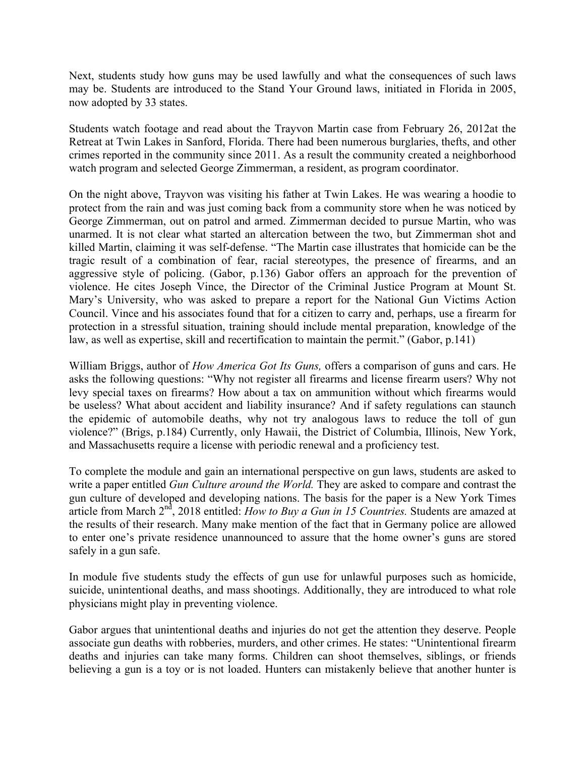Next, students study how guns may be used lawfully and what the consequences of such laws may be. Students are introduced to the Stand Your Ground laws, initiated in Florida in 2005, now adopted by 33 states.

Students watch footage and read about the Trayvon Martin case from February 26, 2012at the Retreat at Twin Lakes in Sanford, Florida. There had been numerous burglaries, thefts, and other crimes reported in the community since 2011. As a result the community created a neighborhood watch program and selected George Zimmerman, a resident, as program coordinator.

On the night above, Trayvon was visiting his father at Twin Lakes. He was wearing a hoodie to protect from the rain and was just coming back from a community store when he was noticed by George Zimmerman, out on patrol and armed. Zimmerman decided to pursue Martin, who was unarmed. It is not clear what started an altercation between the two, but Zimmerman shot and killed Martin, claiming it was self-defense. "The Martin case illustrates that homicide can be the tragic result of a combination of fear, racial stereotypes, the presence of firearms, and an aggressive style of policing. (Gabor, p.136) Gabor offers an approach for the prevention of violence. He cites Joseph Vince, the Director of the Criminal Justice Program at Mount St. Mary's University, who was asked to prepare a report for the National Gun Victims Action Council. Vince and his associates found that for a citizen to carry and, perhaps, use a firearm for protection in a stressful situation, training should include mental preparation, knowledge of the law, as well as expertise, skill and recertification to maintain the permit." (Gabor, p.141)

William Briggs, author of *How America Got Its Guns,* offers a comparison of guns and cars. He asks the following questions: "Why not register all firearms and license firearm users? Why not levy special taxes on firearms? How about a tax on ammunition without which firearms would be useless? What about accident and liability insurance? And if safety regulations can staunch the epidemic of automobile deaths, why not try analogous laws to reduce the toll of gun violence?" (Brigs, p.184) Currently, only Hawaii, the District of Columbia, Illinois, New York, and Massachusetts require a license with periodic renewal and a proficiency test.

To complete the module and gain an international perspective on gun laws, students are asked to write a paper entitled *Gun Culture around the World.* They are asked to compare and contrast the gun culture of developed and developing nations. The basis for the paper is a New York Times article from March 2nd, 2018 entitled: *How to Buy a Gun in 15 Countries.* Students are amazed at the results of their research. Many make mention of the fact that in Germany police are allowed to enter one's private residence unannounced to assure that the home owner's guns are stored safely in a gun safe.

In module five students study the effects of gun use for unlawful purposes such as homicide, suicide, unintentional deaths, and mass shootings. Additionally, they are introduced to what role physicians might play in preventing violence.

Gabor argues that unintentional deaths and injuries do not get the attention they deserve. People associate gun deaths with robberies, murders, and other crimes. He states: "Unintentional firearm deaths and injuries can take many forms. Children can shoot themselves, siblings, or friends believing a gun is a toy or is not loaded. Hunters can mistakenly believe that another hunter is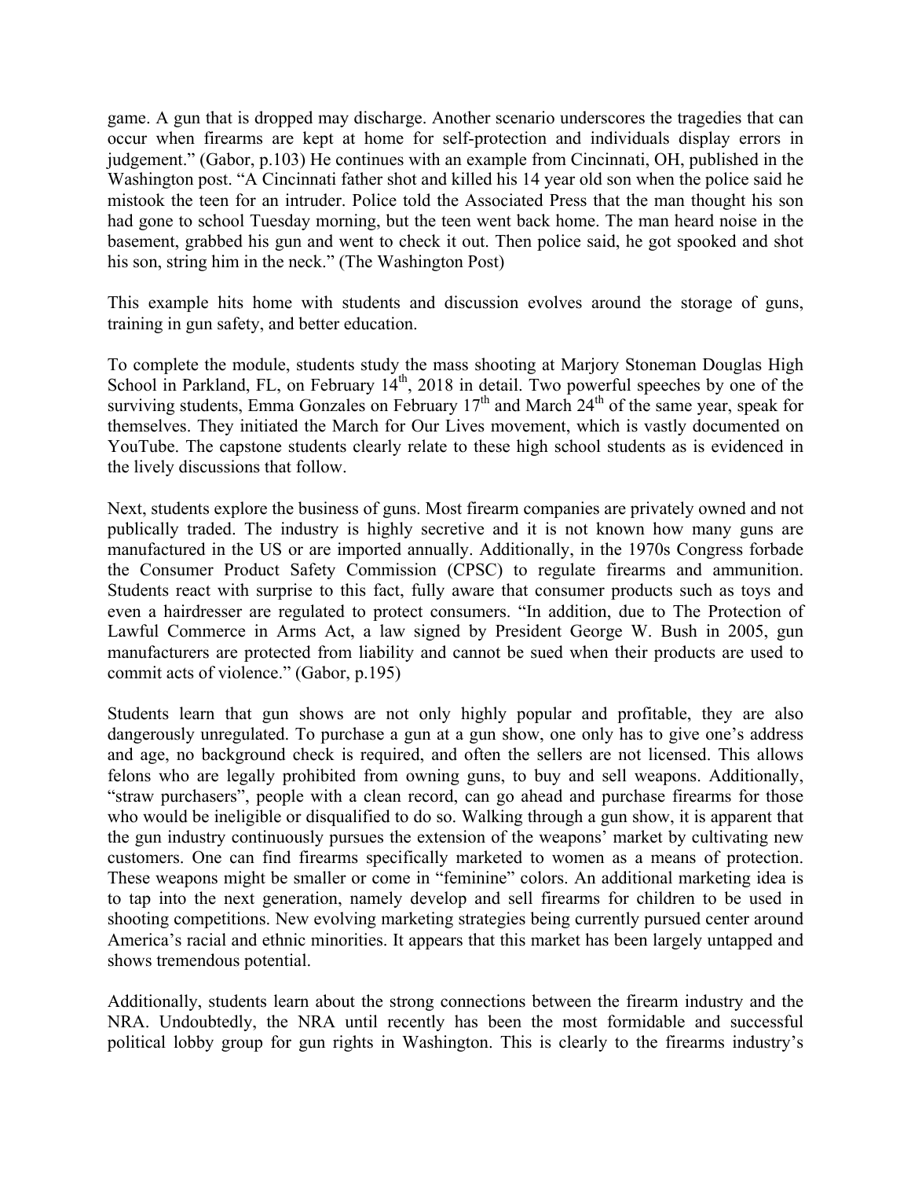game. A gun that is dropped may discharge. Another scenario underscores the tragedies that can occur when firearms are kept at home for self-protection and individuals display errors in judgement." (Gabor, p.103) He continues with an example from Cincinnati, OH, published in the Washington post. "A Cincinnati father shot and killed his 14 year old son when the police said he mistook the teen for an intruder. Police told the Associated Press that the man thought his son had gone to school Tuesday morning, but the teen went back home. The man heard noise in the basement, grabbed his gun and went to check it out. Then police said, he got spooked and shot his son, string him in the neck." (The Washington Post)

This example hits home with students and discussion evolves around the storage of guns, training in gun safety, and better education.

To complete the module, students study the mass shooting at Marjory Stoneman Douglas High School in Parkland, FL, on February 14th, 2018 in detail. Two powerful speeches by one of the surviving students, Emma Gonzales on February 17th and March 24th of the same year, speak for themselves. They initiated the March for Our Lives movement, which is vastly documented on YouTube. The capstone students clearly relate to these high school students as is evidenced in the lively discussions that follow.

Next, students explore the business of guns. Most firearm companies are privately owned and not publically traded. The industry is highly secretive and it is not known how many guns are manufactured in the US or are imported annually. Additionally, in the 1970s Congress forbade the Consumer Product Safety Commission (CPSC) to regulate firearms and ammunition. Students react with surprise to this fact, fully aware that consumer products such as toys and even a hairdresser are regulated to protect consumers. "In addition, due to The Protection of Lawful Commerce in Arms Act, a law signed by President George W. Bush in 2005, gun manufacturers are protected from liability and cannot be sued when their products are used to commit acts of violence." (Gabor, p.195)

Students learn that gun shows are not only highly popular and profitable, they are also dangerously unregulated. To purchase a gun at a gun show, one only has to give one's address and age, no background check is required, and often the sellers are not licensed. This allows felons who are legally prohibited from owning guns, to buy and sell weapons. Additionally, "straw purchasers", people with a clean record, can go ahead and purchase firearms for those who would be ineligible or disqualified to do so. Walking through a gun show, it is apparent that the gun industry continuously pursues the extension of the weapons' market by cultivating new customers. One can find firearms specifically marketed to women as a means of protection. These weapons might be smaller or come in "feminine" colors. An additional marketing idea is to tap into the next generation, namely develop and sell firearms for children to be used in shooting competitions. New evolving marketing strategies being currently pursued center around America's racial and ethnic minorities. It appears that this market has been largely untapped and shows tremendous potential.

Additionally, students learn about the strong connections between the firearm industry and the NRA. Undoubtedly, the NRA until recently has been the most formidable and successful political lobby group for gun rights in Washington. This is clearly to the firearms industry's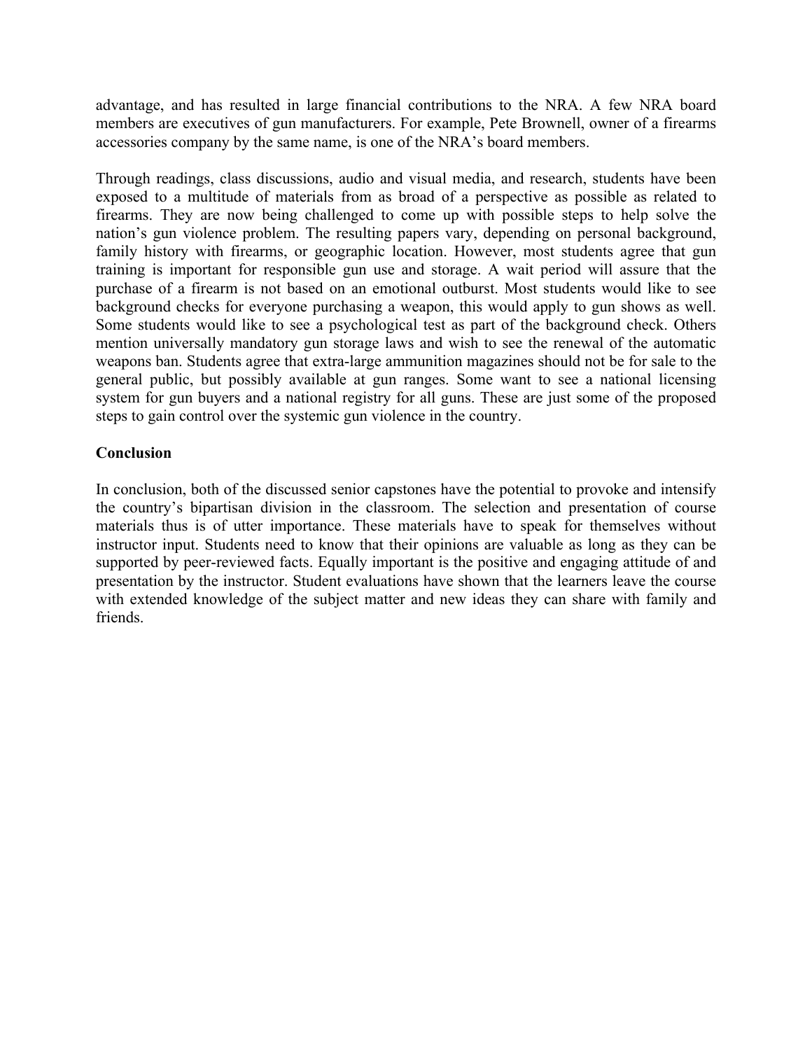advantage, and has resulted in large financial contributions to the NRA. A few NRA board members are executives of gun manufacturers. For example, Pete Brownell, owner of a firearms accessories company by the same name, is one of the NRA's board members.

Through readings, class discussions, audio and visual media, and research, students have been exposed to a multitude of materials from as broad of a perspective as possible as related to firearms. They are now being challenged to come up with possible steps to help solve the nation's gun violence problem. The resulting papers vary, depending on personal background, family history with firearms, or geographic location. However, most students agree that gun training is important for responsible gun use and storage. A wait period will assure that the purchase of a firearm is not based on an emotional outburst. Most students would like to see background checks for everyone purchasing a weapon, this would apply to gun shows as well. Some students would like to see a psychological test as part of the background check. Others mention universally mandatory gun storage laws and wish to see the renewal of the automatic weapons ban. Students agree that extra-large ammunition magazines should not be for sale to the general public, but possibly available at gun ranges. Some want to see a national licensing system for gun buyers and a national registry for all guns. These are just some of the proposed steps to gain control over the systemic gun violence in the country.

**Conclusion**

In conclusion, both of the discussed senior capstones have the potential to provoke and intensify the country's bipartisan division in the classroom. The selection and presentation of course materials thus is of utter importance. These materials have to speak for themselves without instructor input. Students need to know that their opinions are valuable as long as they can be supported by peer-reviewed facts. Equally important is the positive and engaging attitude of and presentation by the instructor. Student evaluations have shown that the learners leave the course with extended knowledge of the subject matter and new ideas they can share with family and friends.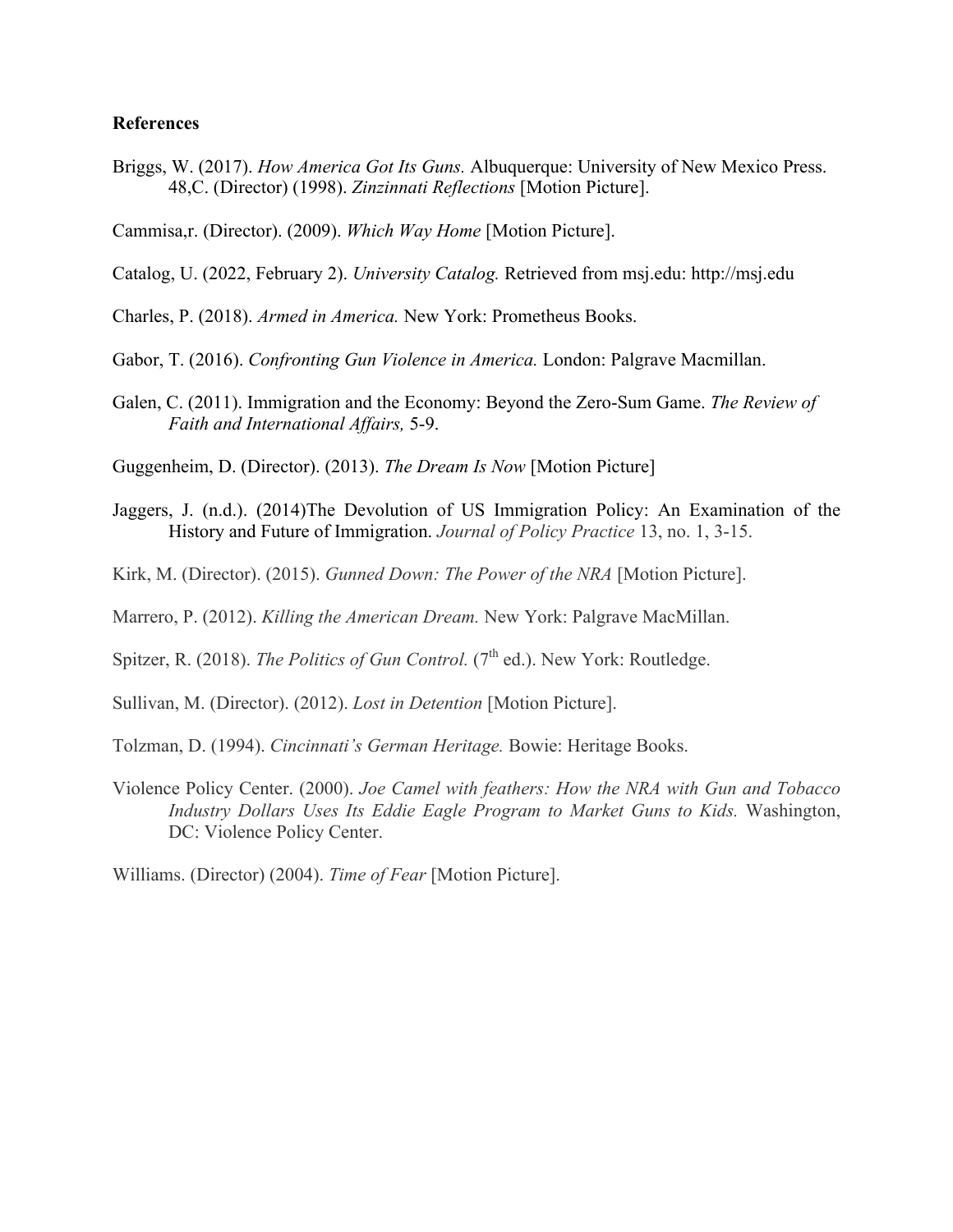**References**

Briggs, W. (2017). *How America Got Its Guns.* Albuquerque: University of New Mexico Press. 48,C. (Director) (1998). *Zinzinnati Reflections* [Motion Picture].

Cammisa,r. (Director). (2009). *Which Way Home* [Motion Picture].

Catalog, U. (2022, February 2). *University Catalog.* Retrieved from msj.edu: http://msj.edu

Charles, P. (2018). *Armed in America.* New York: Prometheus Books.

Gabor, T. (2016). *Confronting Gun Violence in America.* London: Palgrave Macmillan.

Galen, C. (2011). Immigration and the Economy: Beyond the Zero-Sum Game. *The Review of Faith and International Affairs,* 5-9.

Guggenheim, D. (Director). (2013). *The Dream Is Now* [Motion Picture]

Jaggers, J. (n.d.). (2014)The Devolution of US Immigration Policy: An Examination of the History and Future of Immigration. *Journal of Policy Practice* 13, no. 1, 3-15.

Kirk, M. (Director). (2015). *Gunned Down: The Power of the NRA* [Motion Picture].

Marrero, P. (2012). *Killing the American Dream.* New York: Palgrave MacMillan.

Spitzer, R. (2018). *The Politics of Gun Control.* (7th ed.). New York: Routledge.

Sullivan, M. (Director). (2012). *Lost in Detention* [Motion Picture].

Tolzman, D. (1994). *Cincinnati's German Heritage.* Bowie: Heritage Books.

Violence Policy Center. (2000). *Joe Camel with feathers: How the NRA with Gun and Tobacco Industry Dollars Uses Its Eddie Eagle Program to Market Guns to Kids.* Washington, DC: Violence Policy Center.

Williams. (Director) (2004). *Time of Fear* [Motion Picture].